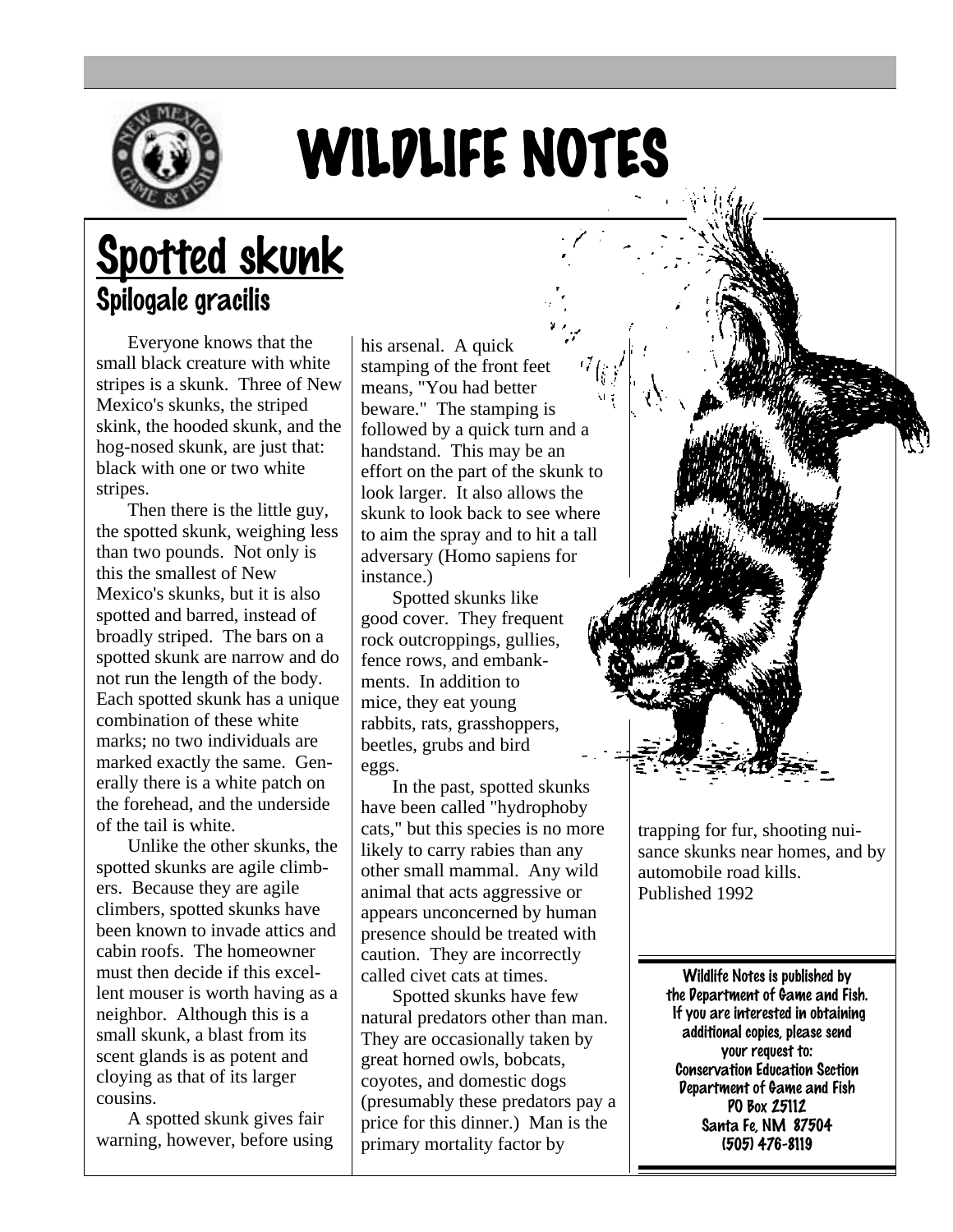# WILDLIFE NOTES

## Spotted skunk

### Spilogale gracilis

Everyone knows that the small black creature with white stripes is a skunk. Three of New Mexico's skunks, the striped skink, the hooded skunk, and the hog-nosed skunk, are just that: black with one or two white stripes.

Then there is the little guy, the spotted skunk, weighing less than two pounds. Not only is this the smallest of New Mexico's skunks, but it is also spotted and barred, instead of broadly striped. The bars on a spotted skunk are narrow and do not run the length of the body. Each spotted skunk has a unique combination of these white marks; no two individuals are marked exactly the same. Generally there is a white patch on the forehead, and the underside of the tail is white.

Unlike the other skunks, the spotted skunks are agile climbers. Because they are agile climbers, spotted skunks have been known to invade attics and cabin roofs. The homeowner must then decide if this excellent mouser is worth having as a neighbor. Although this is a small skunk, a blast from its scent glands is as potent and cloying as that of its larger cousins.

A spotted skunk gives fair warning, however, before using his arsenal. A quick stamping of the front feet means, "You had better beware." The stamping is followed by a quick turn and a handstand. This may be an effort on the part of the skunk to look larger. It also allows the skunk to look back to see where to aim the spray and to hit a tall adversary (Homo sapiens for instance.)

Spotted skunks like good cover. They frequent rock outcroppings, gullies, fence rows, and embankments. In addition to mice, they eat young rabbits, rats, grasshoppers, beetles, grubs and bird eggs.

In the past, spotted skunks have been called "hydrophoby cats," but this species is no more likely to carry rabies than any other small mammal. Any wild animal that acts aggressive or appears unconcerned by human presence should be treated with caution. They are incorrectly called civet cats at times.

Spotted skunks have few natural predators other than man. They are occasionally taken by great horned owls, bobcats, coyotes, and domestic dogs (presumably these predators pay a price for this dinner.) Man is the primary mortality factor by trapping for fur, shooting nuisance skunks near homes, and by automobile road kills.

Published 1992

Wildlife Notes is published by the Department of Game and Fish. If you are interested in obtaining additional copies, please send your request to:
Conservation Education Section
Department of Game and Fish
PO Box 25112
Santa Fe, NM 87504
(505) 476-8119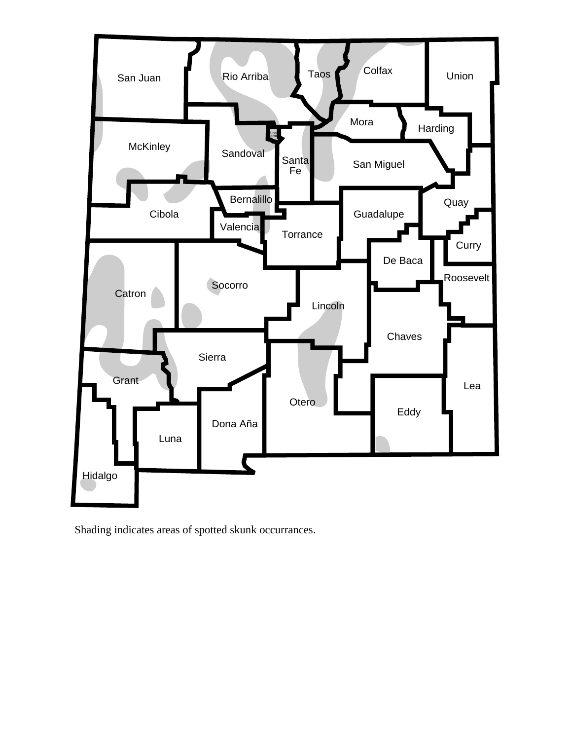San Juan
Rio Arriba
Taos
Colfax
Union
Mora
Harding
McKinley
Sandoval
Los Alamos
Santa Fe
San Miguel
Bernalillo
Quay
Cibola
Guadalupe
Valencia
Torrance
Curry
De Baca
Roosevelt
Catron
Socorro
Lincoln
Chaves
Sierra
Grant
Lea
Otero
Eddy
Dona Aña
Luna
Hidalgo

Shading indicates areas of spotted skunk occurrances.